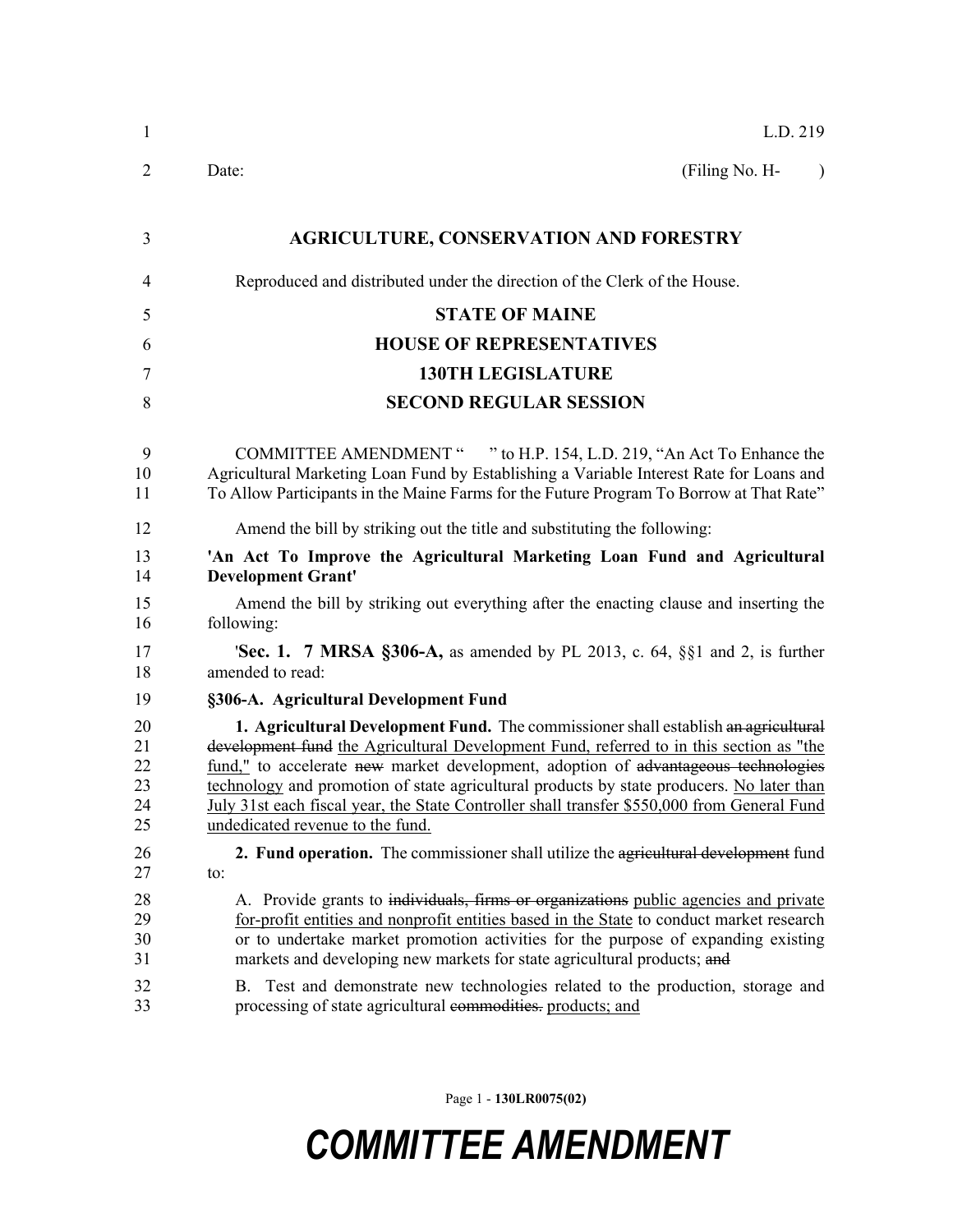L.D. 219

Date: (Filing No. H- )

# AGRICULTURE, CONSERVATION AND FORESTRY

Reproduced and distributed under the direction of the Clerk of the House.

## STATE OF MAINE
## HOUSE OF REPRESENTATIVES
## 130TH LEGISLATURE
## SECOND REGULAR SESSION

COMMITTEE AMENDMENT " " to H.P. 154, L.D. 219, "An Act To Enhance the Agricultural Marketing Loan Fund by Establishing a Variable Interest Rate for Loans and To Allow Participants in the Maine Farms for the Future Program To Borrow at That Rate"

Amend the bill by striking out the title and substituting the following:

**'An Act To Improve the Agricultural Marketing Loan Fund and Agricultural Development Grant'**

Amend the bill by striking out everything after the enacting clause and inserting the following:

'**Sec. 1. 7 MRSA §306-A,** as amended by PL 2013, c. 64, §§1 and 2, is further amended to read:

**§306-A. Agricultural Development Fund**

**1. Agricultural Development Fund.** The commissioner shall establish ~~an agricultural development fund~~ the Agricultural Development Fund, referred to in this section as "the fund," to accelerate ~~new~~ market development, adoption of ~~advantageous technologies~~ technology and promotion of state agricultural products by state producers. No later than July 31st each fiscal year, the State Controller shall transfer $550,000 from General Fund undedicated revenue to the fund.

**2. Fund operation.** The commissioner shall utilize the ~~agricultural development~~ fund to:

A. Provide grants to ~~individuals, firms or organizations~~ public agencies and private for-profit entities and nonprofit entities based in the State to conduct market research or to undertake market promotion activities for the purpose of expanding existing markets and developing new markets for state agricultural products; ~~and~~

B. Test and demonstrate new technologies related to the production, storage and processing of state agricultural ~~commodities.~~ products; and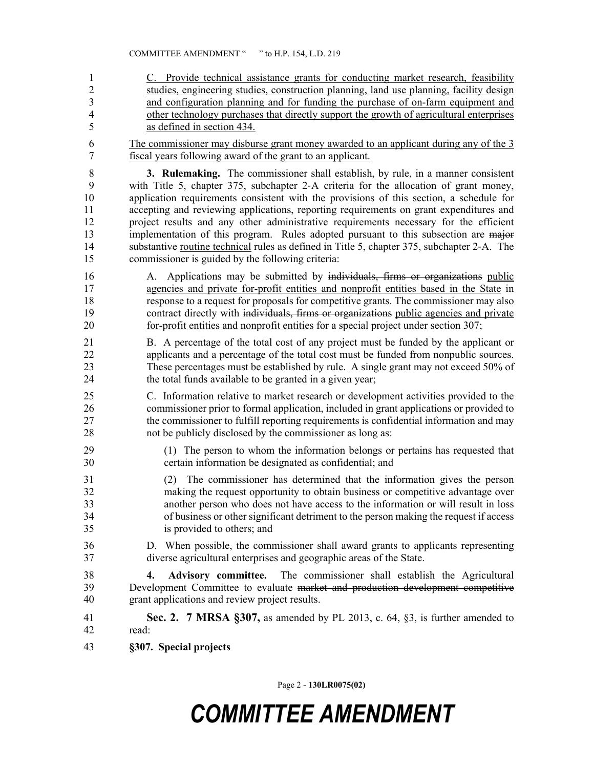C. Provide technical assistance grants for conducting market research, feasibility studies, engineering studies, construction planning, land use planning, facility design and configuration planning and for funding the purchase of on-farm equipment and other technology purchases that directly support the growth of agricultural enterprises as defined in section 434.

The commissioner may disburse grant money awarded to an applicant during any of the 3 fiscal years following award of the grant to an applicant.

**3. Rulemaking.** The commissioner shall establish, by rule, in a manner consistent with Title 5, chapter 375, subchapter 2-A criteria for the allocation of grant money, application requirements consistent with the provisions of this section, a schedule for accepting and reviewing applications, reporting requirements on grant expenditures and project results and any other administrative requirements necessary for the efficient implementation of this program. Rules adopted pursuant to this subsection are ~~major substantive~~ routine technical rules as defined in Title 5, chapter 375, subchapter 2-A. The commissioner is guided by the following criteria:

A. Applications may be submitted by ~~individuals, firms or organizations~~ public agencies and private for-profit entities and nonprofit entities based in the State in response to a request for proposals for competitive grants. The commissioner may also contract directly with ~~individuals, firms or organizations~~ public agencies and private for-profit entities and nonprofit entities for a special project under section 307;

B. A percentage of the total cost of any project must be funded by the applicant or applicants and a percentage of the total cost must be funded from nonpublic sources. These percentages must be established by rule. A single grant may not exceed 50% of the total funds available to be granted in a given year;

C. Information relative to market research or development activities provided to the commissioner prior to formal application, included in grant applications or provided to the commissioner to fulfill reporting requirements is confidential information and may not be publicly disclosed by the commissioner as long as:

(1) The person to whom the information belongs or pertains has requested that certain information be designated as confidential; and

(2) The commissioner has determined that the information gives the person making the request opportunity to obtain business or competitive advantage over another person who does not have access to the information or will result in loss of business or other significant detriment to the person making the request if access is provided to others; and

D. When possible, the commissioner shall award grants to applicants representing diverse agricultural enterprises and geographic areas of the State.

**4. Advisory committee.** The commissioner shall establish the Agricultural Development Committee to evaluate ~~market and production development competitive~~ grant applications and review project results.

**Sec. 2. 7 MRSA §307,** as amended by PL 2013, c. 64, §3, is further amended to read:

**§307. Special projects**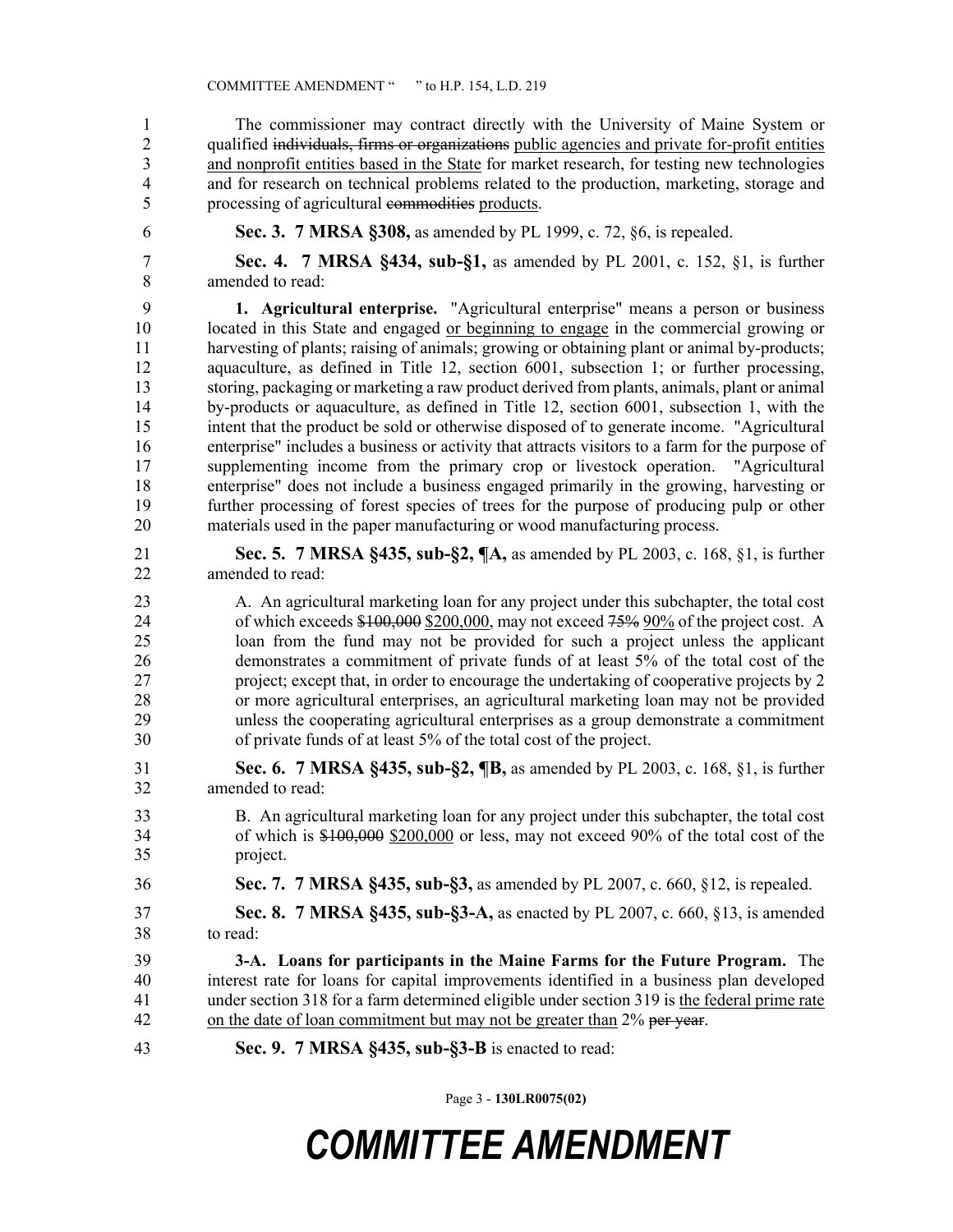The commissioner may contract directly with the University of Maine System or qualified ~~individuals, firms or organizations~~ public agencies and private for-profit entities and nonprofit entities based in the State for market research, for testing new technologies and for research on technical problems related to the production, marketing, storage and processing of agricultural ~~commodities~~ products.

**Sec. 3. 7 MRSA §308,** as amended by PL 1999, c. 72, §6, is repealed.

**Sec. 4. 7 MRSA §434, sub-§1,** as amended by PL 2001, c. 152, §1, is further amended to read:

**1. Agricultural enterprise.** "Agricultural enterprise" means a person or business located in this State and engaged or beginning to engage in the commercial growing or harvesting of plants; raising of animals; growing or obtaining plant or animal by-products; aquaculture, as defined in Title 12, section 6001, subsection 1; or further processing, storing, packaging or marketing a raw product derived from plants, animals, plant or animal by-products or aquaculture, as defined in Title 12, section 6001, subsection 1, with the intent that the product be sold or otherwise disposed of to generate income. "Agricultural enterprise" includes a business or activity that attracts visitors to a farm for the purpose of supplementing income from the primary crop or livestock operation. "Agricultural enterprise" does not include a business engaged primarily in the growing, harvesting or further processing of forest species of trees for the purpose of producing pulp or other materials used in the paper manufacturing or wood manufacturing process.

**Sec. 5. 7 MRSA §435, sub-§2, ¶A,** as amended by PL 2003, c. 168, §1, is further amended to read:

A. An agricultural marketing loan for any project under this subchapter, the total cost of which exceeds ~~$100,000~~ $200,000, may not exceed ~~75%~~ 90% of the project cost. A loan from the fund may not be provided for such a project unless the applicant demonstrates a commitment of private funds of at least 5% of the total cost of the project; except that, in order to encourage the undertaking of cooperative projects by 2 or more agricultural enterprises, an agricultural marketing loan may not be provided unless the cooperating agricultural enterprises as a group demonstrate a commitment of private funds of at least 5% of the total cost of the project.

**Sec. 6. 7 MRSA §435, sub-§2, ¶B,** as amended by PL 2003, c. 168, §1, is further amended to read:

B. An agricultural marketing loan for any project under this subchapter, the total cost of which is ~~$100,000~~ $200,000 or less, may not exceed 90% of the total cost of the project.

**Sec. 7. 7 MRSA §435, sub-§3,** as amended by PL 2007, c. 660, §12, is repealed.

**Sec. 8. 7 MRSA §435, sub-§3-A,** as enacted by PL 2007, c. 660, §13, is amended to read:

**3-A. Loans for participants in the Maine Farms for the Future Program.** The interest rate for loans for capital improvements identified in a business plan developed under section 318 for a farm determined eligible under section 319 is the federal prime rate on the date of loan commitment but may not be greater than 2% ~~per year~~.

**Sec. 9. 7 MRSA §435, sub-§3-B** is enacted to read: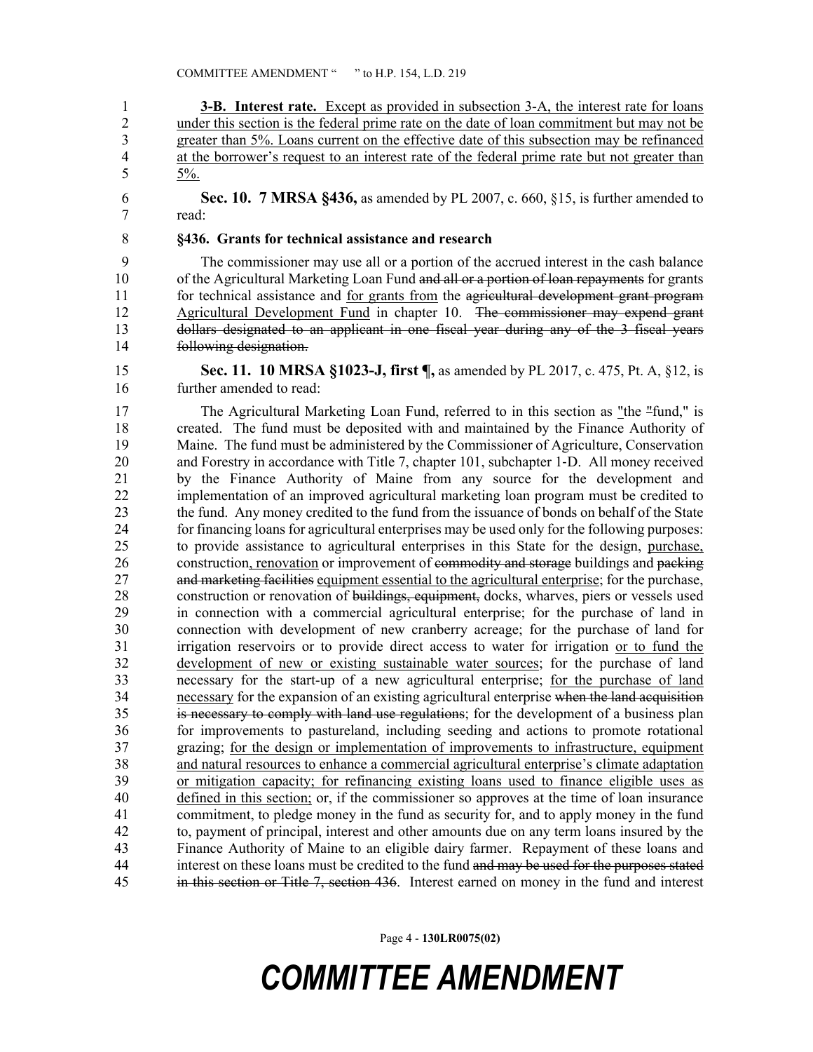<u>**3-B. Interest rate.** Except as provided in subsection 3-A, the interest rate for loans under this section is the federal prime rate on the date of loan commitment but may not be greater than 5%. Loans current on the effective date of this subsection may be refinanced at the borrower's request to an interest rate of the federal prime rate but not greater than 5%.</u>

**Sec. 10. 7 MRSA §436,** as amended by PL 2007, c. 660, §15, is further amended to read:

**§436. Grants for technical assistance and research**

The commissioner may use all or a portion of the accrued interest in the cash balance of the Agricultural Marketing Loan Fund ~~and all or a portion of loan repayments~~ for grants for technical assistance and <u>for grants from</u> the ~~agricultural development grant program~~ <u>Agricultural Development Fund</u> in chapter 10. ~~The commissioner may expend grant dollars designated to an applicant in one fiscal year during any of the 3 fiscal years following designation.~~

**Sec. 11. 10 MRSA §1023-J, first ¶,** as amended by PL 2017, c. 475, Pt. A, §12, is further amended to read:

The Agricultural Marketing Loan Fund, referred to in this section as <u>"</u>the ~~"~~fund," is created. The fund must be deposited with and maintained by the Finance Authority of Maine. The fund must be administered by the Commissioner of Agriculture, Conservation and Forestry in accordance with Title 7, chapter 101, subchapter 1-D. All money received by the Finance Authority of Maine from any source for the development and implementation of an improved agricultural marketing loan program must be credited to the fund. Any money credited to the fund from the issuance of bonds on behalf of the State for financing loans for agricultural enterprises may be used only for the following purposes: to provide assistance to agricultural enterprises in this State for the design, <u>purchase,</u> construction<u>, renovation</u> or improvement of ~~commodity and storage~~ buildings and ~~packing and marketing facilities~~ <u>equipment essential to the agricultural enterprise</u>; for the purchase, construction or renovation of ~~buildings, equipment,~~ docks, wharves, piers or vessels used in connection with a commercial agricultural enterprise; for the purchase of land in connection with development of new cranberry acreage; for the purchase of land for irrigation reservoirs or to provide direct access to water for irrigation <u>or to fund the development of new or existing sustainable water sources</u>; for the purchase of land necessary for the start-up of a new agricultural enterprise; <u>for the purchase of land necessary</u> for the expansion of an existing agricultural enterprise ~~when the land acquisition is necessary to comply with land use regulations~~; for the development of a business plan for improvements to pastureland, including seeding and actions to promote rotational grazing; <u>for the design or implementation of improvements to infrastructure, equipment and natural resources to enhance a commercial agricultural enterprise's climate adaptation or mitigation capacity; for refinancing existing loans used to finance eligible uses as defined in this section;</u> or, if the commissioner so approves at the time of loan insurance commitment, to pledge money in the fund as security for, and to apply money in the fund to, payment of principal, interest and other amounts due on any term loans insured by the Finance Authority of Maine to an eligible dairy farmer. Repayment of these loans and interest on these loans must be credited to the fund ~~and may be used for the purposes stated in this section or Title 7, section 436~~. Interest earned on money in the fund and interest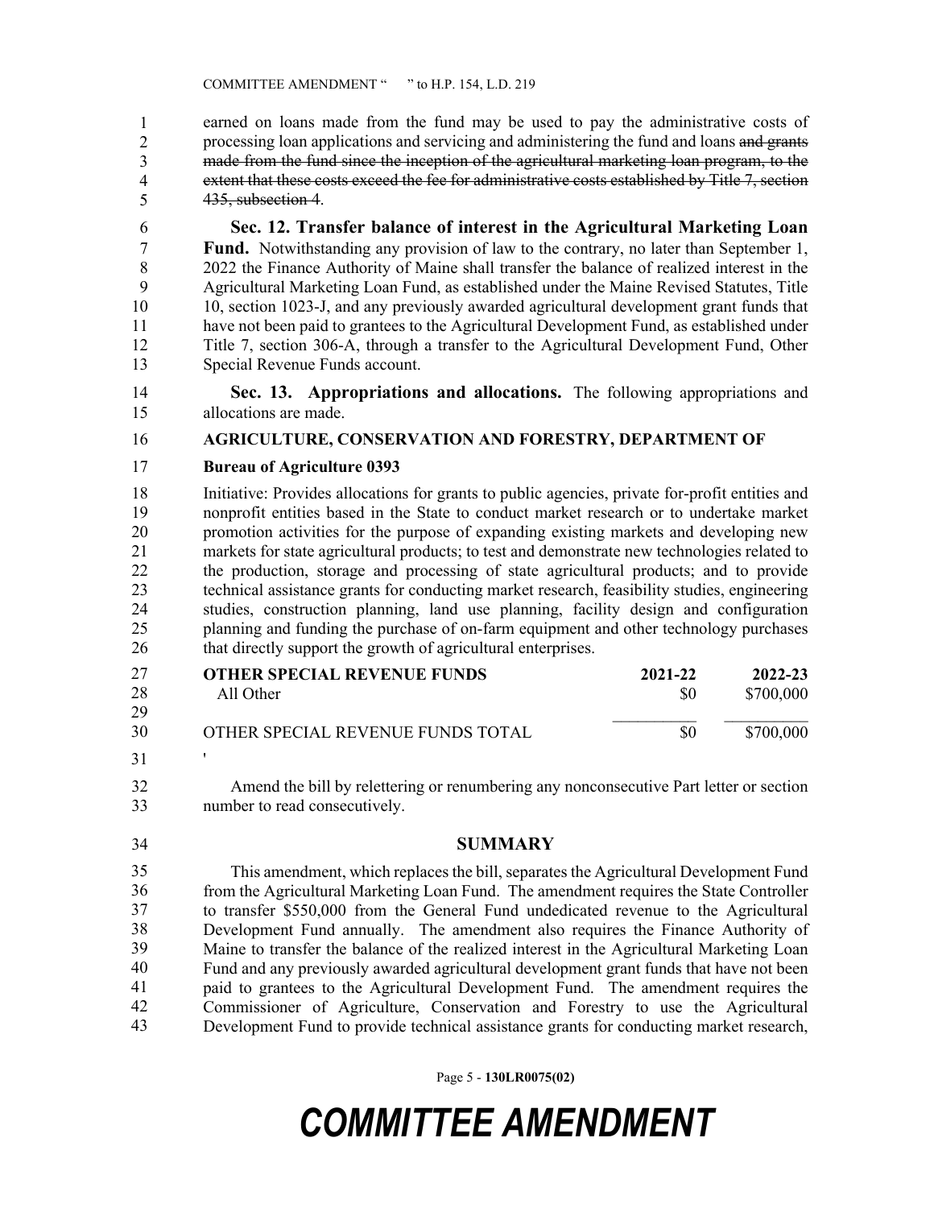earned on loans made from the fund may be used to pay the administrative costs of processing loan applications and servicing and administering the fund and loans ~~and grants made from the fund since the inception of the agricultural marketing loan program, to the extent that these costs exceed the fee for administrative costs established by Title 7, section 435, subsection 4~~.

**Sec. 12. Transfer balance of interest in the Agricultural Marketing Loan Fund.** Notwithstanding any provision of law to the contrary, no later than September 1, 2022 the Finance Authority of Maine shall transfer the balance of realized interest in the Agricultural Marketing Loan Fund, as established under the Maine Revised Statutes, Title 10, section 1023-J, and any previously awarded agricultural development grant funds that have not been paid to grantees to the Agricultural Development Fund, as established under Title 7, section 306-A, through a transfer to the Agricultural Development Fund, Other Special Revenue Funds account.

**Sec. 13. Appropriations and allocations.** The following appropriations and allocations are made.

**AGRICULTURE, CONSERVATION AND FORESTRY, DEPARTMENT OF**

**Bureau of Agriculture 0393**

Initiative: Provides allocations for grants to public agencies, private for-profit entities and nonprofit entities based in the State to conduct market research or to undertake market promotion activities for the purpose of expanding existing markets and developing new markets for state agricultural products; to test and demonstrate new technologies related to the production, storage and processing of state agricultural products; and to provide technical assistance grants for conducting market research, feasibility studies, engineering studies, construction planning, land use planning, facility design and configuration planning and funding the purchase of on-farm equipment and other technology purchases that directly support the growth of agricultural enterprises.

| **OTHER SPECIAL REVENUE FUNDS** | **2021-22** | **2022-23** |
|---|---|---|
| All Other | $0 | $700,000 |
| OTHER SPECIAL REVENUE FUNDS TOTAL | $0 | $700,000 |

'

Amend the bill by relettering or renumbering any nonconsecutive Part letter or section number to read consecutively.

## SUMMARY

This amendment, which replaces the bill, separates the Agricultural Development Fund from the Agricultural Marketing Loan Fund. The amendment requires the State Controller to transfer $550,000 from the General Fund undedicated revenue to the Agricultural Development Fund annually. The amendment also requires the Finance Authority of Maine to transfer the balance of the realized interest in the Agricultural Marketing Loan Fund and any previously awarded agricultural development grant funds that have not been paid to grantees to the Agricultural Development Fund. The amendment requires the Commissioner of Agriculture, Conservation and Forestry to use the Agricultural Development Fund to provide technical assistance grants for conducting market research,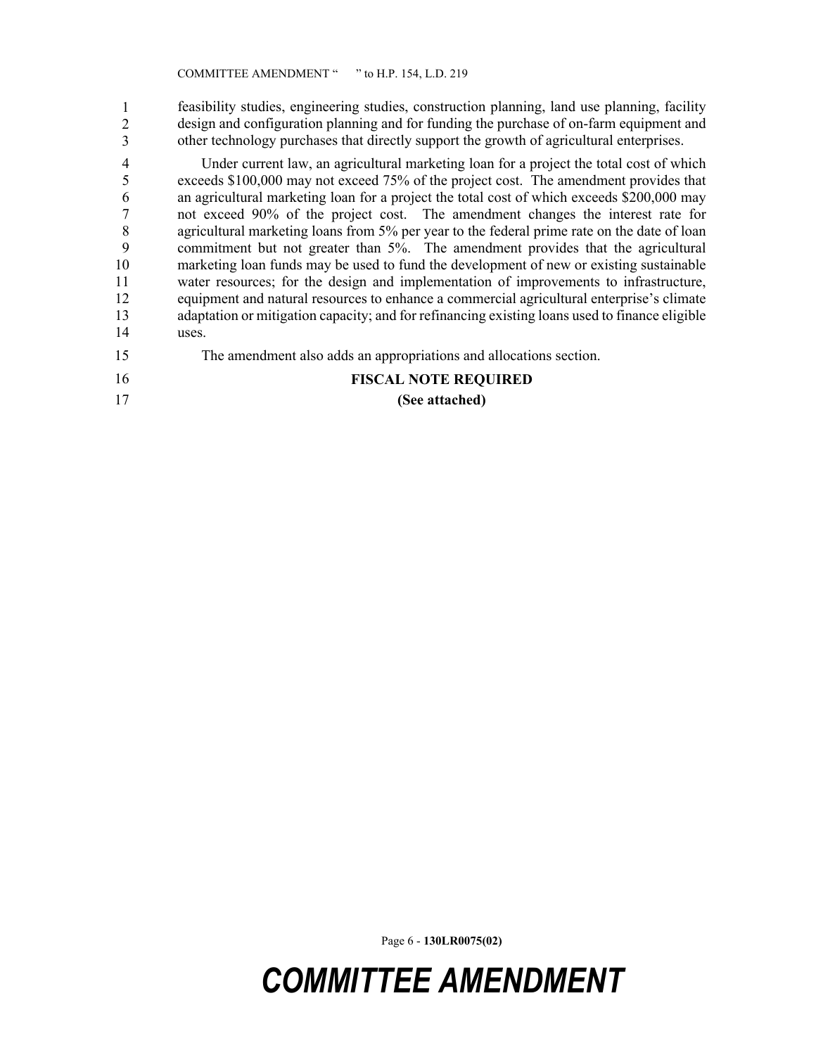feasibility studies, engineering studies, construction planning, land use planning, facility design and configuration planning and for funding the purchase of on-farm equipment and other technology purchases that directly support the growth of agricultural enterprises.

Under current law, an agricultural marketing loan for a project the total cost of which exceeds $100,000 may not exceed 75% of the project cost. The amendment provides that an agricultural marketing loan for a project the total cost of which exceeds $200,000 may not exceed 90% of the project cost. The amendment changes the interest rate for agricultural marketing loans from 5% per year to the federal prime rate on the date of loan commitment but not greater than 5%. The amendment provides that the agricultural marketing loan funds may be used to fund the development of new or existing sustainable water resources; for the design and implementation of improvements to infrastructure, equipment and natural resources to enhance a commercial agricultural enterprise's climate adaptation or mitigation capacity; and for refinancing existing loans used to finance eligible uses.

The amendment also adds an appropriations and allocations section.

**FISCAL NOTE REQUIRED**

**(See attached)**